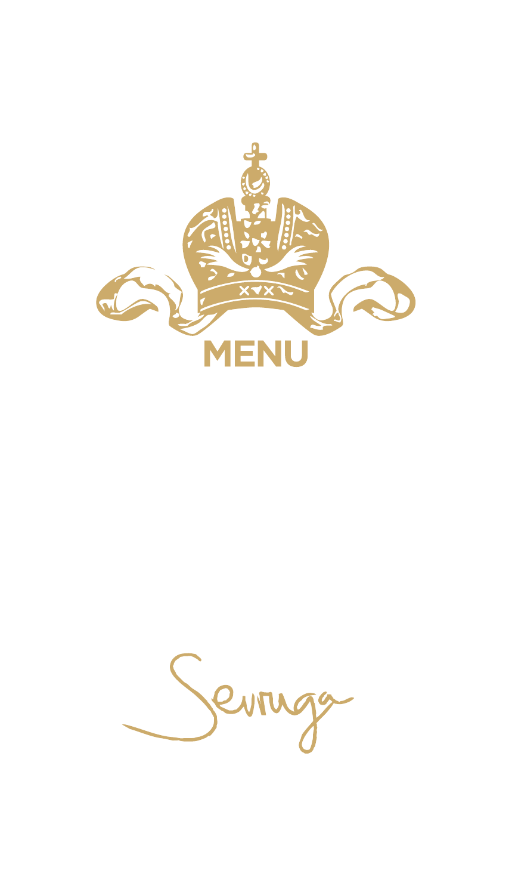# MENU

Sevruga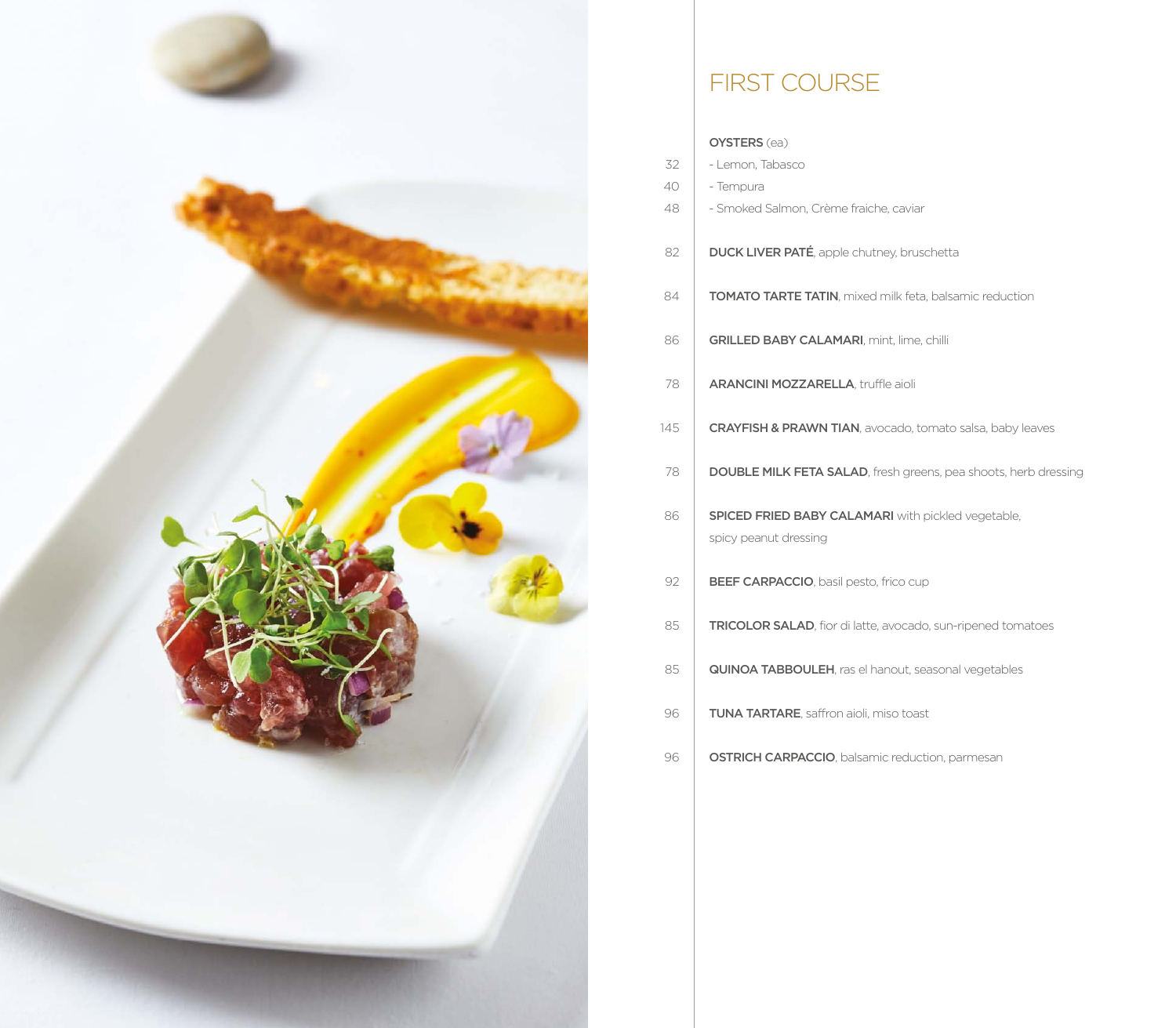# FIRST COURSE

**OYSTERS** (ea)

| | |
|---|---|
| 32 | - Lemon, Tabasco |
| 40 | - Tempura |
| 48 | - Smoked Salmon, Crème fraiche, caviar |
| 82 | **DUCK LIVER PATÉ**, apple chutney, bruschetta |
| 84 | **TOMATO TARTE TATIN**, mixed milk feta, balsamic reduction |
| 86 | **GRILLED BABY CALAMARI**, mint, lime, chilli |
| 78 | **ARANCINI MOZZARELLA**, truffle aioli |
| 145 | **CRAYFISH & PRAWN TIAN**, avocado, tomato salsa, baby leaves |
| 78 | **DOUBLE MILK FETA SALAD**, fresh greens, pea shoots, herb dressing |
| 86 | **SPICED FRIED BABY CALAMARI** with pickled vegetable, spicy peanut dressing |
| 92 | **BEEF CARPACCIO**, basil pesto, frico cup |
| 85 | **TRICOLOR SALAD**, fior di latte, avocado, sun-ripened tomatoes |
| 85 | **QUINOA TABBOULEH**, ras el hanout, seasonal vegetables |
| 96 | **TUNA TARTARE**, saffron aioli, miso toast |
| 96 | **OSTRICH CARPACCIO**, balsamic reduction, parmesan |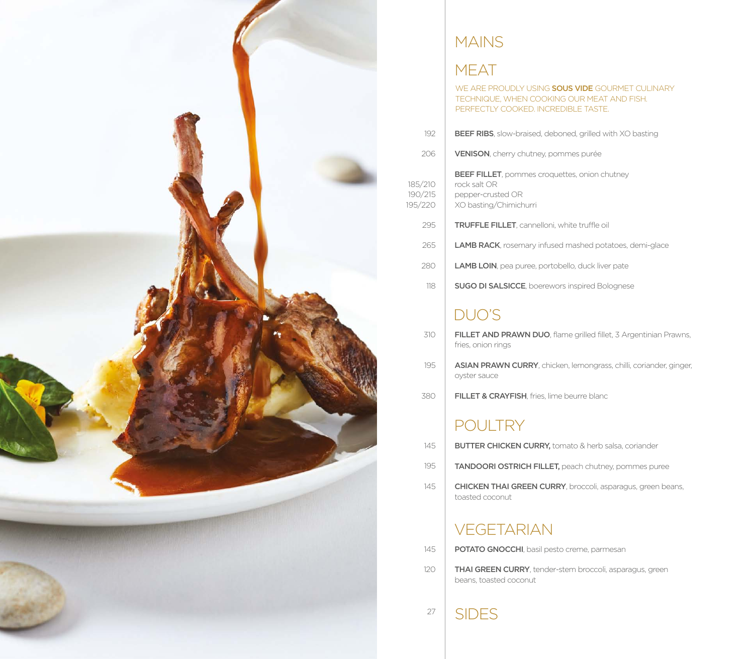# MAINS

## MEAT

WE ARE PROUDLY USING **SOUS VIDE** GOURMET CULINARY TECHNIQUE, WHEN COOKING OUR MEAT AND FISH. PERFECTLY COOKED. INCREDIBLE TASTE.

| Price | Dish |
| --- | --- |
| 192 | **BEEF RIBS**, slow-braised, deboned, grilled with XO basting |
| 206 | **VENISON**, cherry chutney, pommes purée |
| | **BEEF FILLET**, pommes croquettes, onion chutney |
| 185/210 | rock salt OR |
| 190/215 | pepper-crusted OR |
| 195/220 | XO basting/Chimichurri |
| 295 | **TRUFFLE FILLET**, cannelloni, white truffle oil |
| 265 | **LAMB RACK**, rosemary infused mashed potatoes, demi-glace |
| 280 | **LAMB LOIN**, pea puree, portobello, duck liver pate |
| 118 | **SUGO DI SALSICCE**, boerewors inspired Bolognese |

## DUO'S

| Price | Dish |
| --- | --- |
| 310 | **FILLET AND PRAWN DUO**, flame grilled fillet, 3 Argentinian Prawns, fries, onion rings |
| 195 | **ASIAN PRAWN CURRY**, chicken, lemongrass, chilli, coriander, ginger, oyster sauce |
| 380 | **FILLET & CRAYFISH**, fries, lime beurre blanc |

## POULTRY

| Price | Dish |
| --- | --- |
| 145 | **BUTTER CHICKEN CURRY,** tomato & herb salsa, coriander |
| 195 | **TANDOORI OSTRICH FILLET,** peach chutney, pommes puree |
| 145 | **CHICKEN THAI GREEN CURRY**, broccoli, asparagus, green beans, toasted coconut |

## VEGETARIAN

| Price | Dish |
| --- | --- |
| 145 | **POTATO GNOCCHI**, basil pesto creme, parmesan |
| 120 | **THAI GREEN CURRY**, tender-stem broccoli, asparagus, green beans, toasted coconut |

## SIDES

27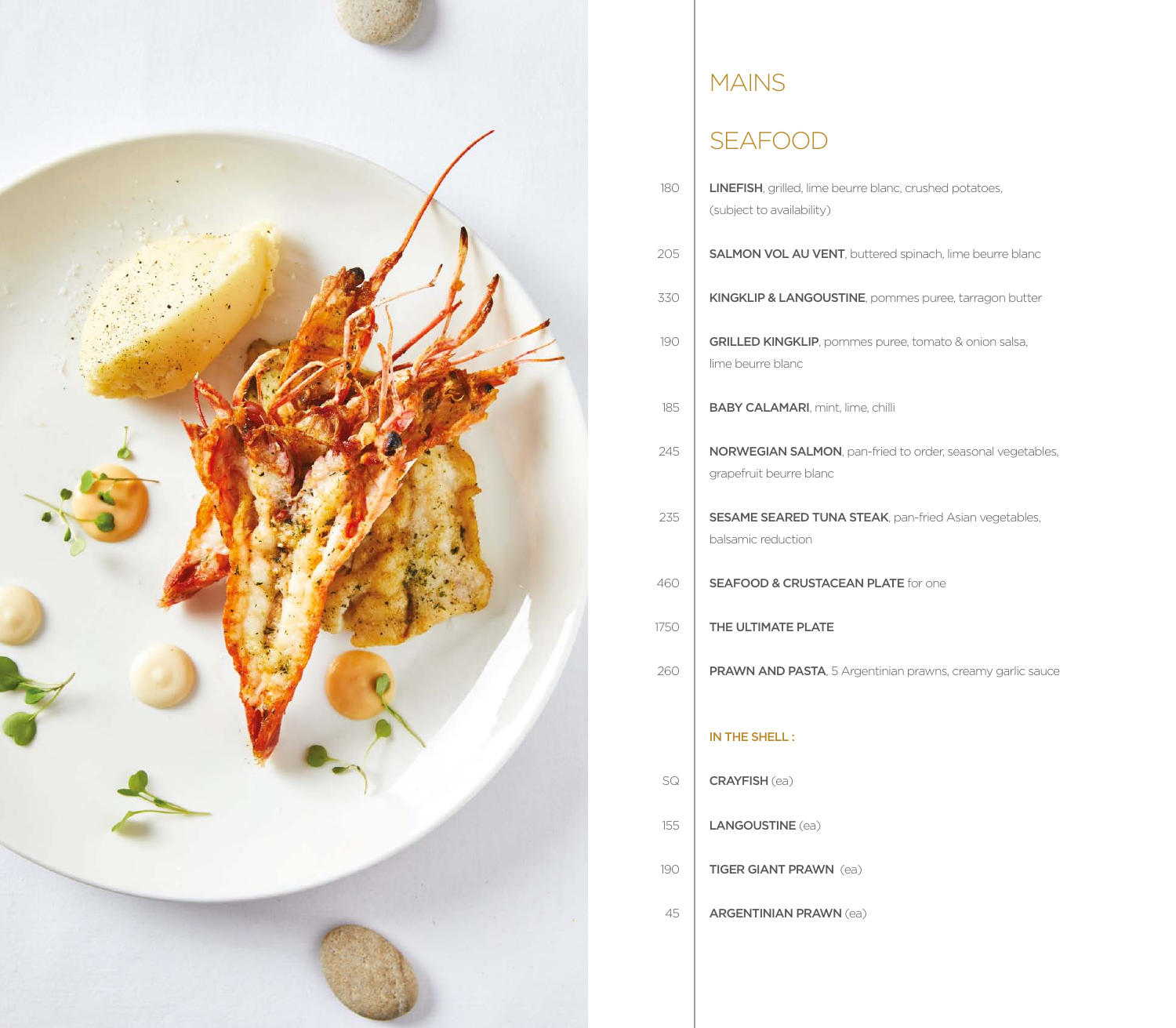# MAINS

## SEAFOOD

| Price | Item |
|---|---|
| 180 | **LINEFISH**, grilled, lime beurre blanc, crushed potatoes, (subject to availability) |
| 205 | **SALMON VOL AU VENT**, buttered spinach, lime beurre blanc |
| 330 | **KINGKLIP & LANGOUSTINE**, pommes puree, tarragon butter |
| 190 | **GRILLED KINGKLIP**, pommes puree, tomato & onion salsa, lime beurre blanc |
| 185 | **BABY CALAMARI**, mint, lime, chilli |
| 245 | **NORWEGIAN SALMON**, pan-fried to order, seasonal vegetables, grapefruit beurre blanc |
| 235 | **SESAME SEARED TUNA STEAK**, pan-fried Asian vegetables, balsamic reduction |
| 460 | **SEAFOOD & CRUSTACEAN PLATE** for one |
| 1750 | **THE ULTIMATE PLATE** |
| 260 | **PRAWN AND PASTA**, 5 Argentinian prawns, creamy garlic sauce |

### IN THE SHELL :

| Price | Item |
|---|---|
| SQ | **CRAYFISH** (ea) |
| 155 | **LANGOUSTINE** (ea) |
| 190 | **TIGER GIANT PRAWN** (ea) |
| 45 | **ARGENTINIAN PRAWN** (ea) |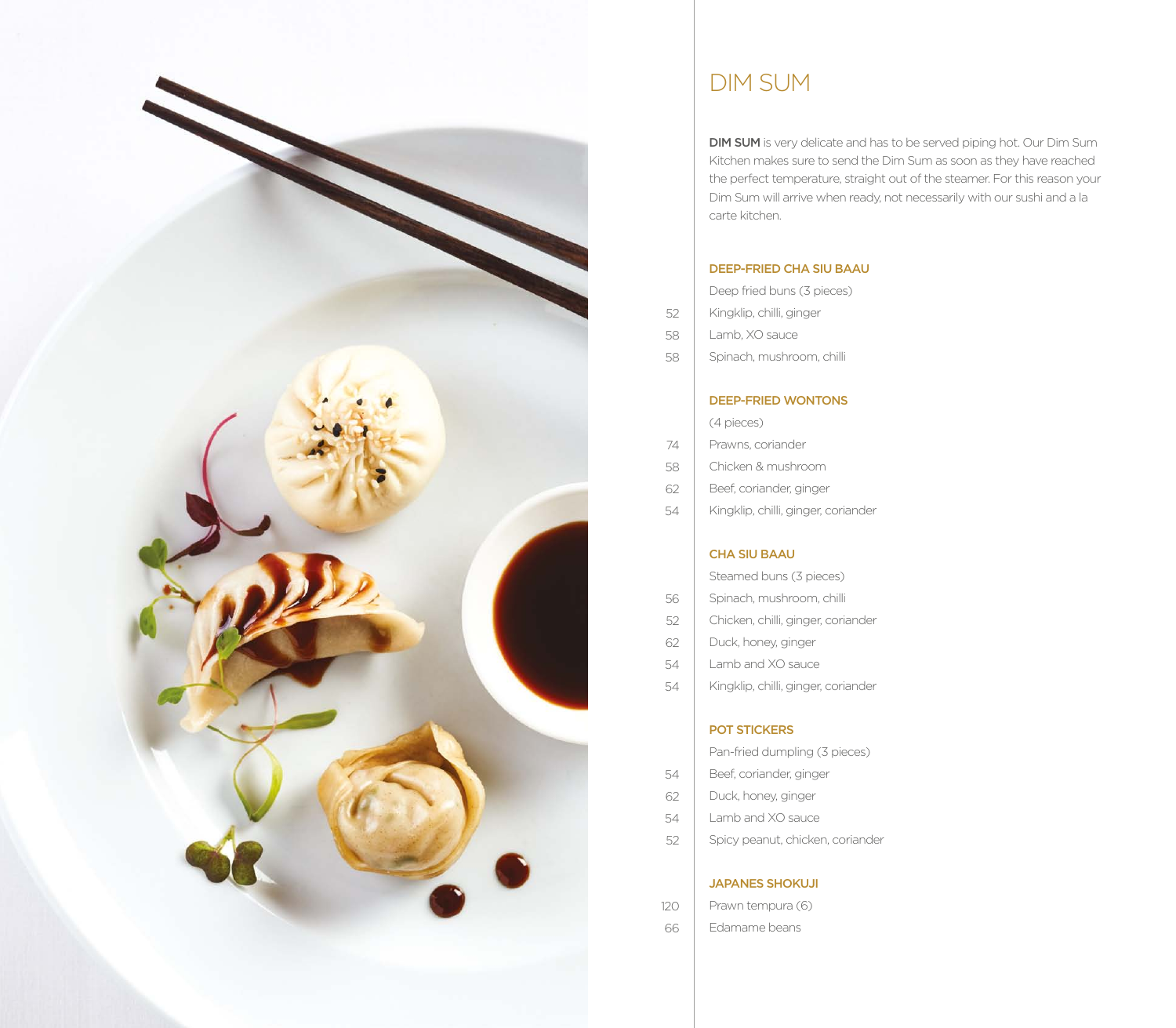# DIM SUM

**DIM SUM** is very delicate and has to be served piping hot. Our Dim Sum Kitchen makes sure to send the Dim Sum as soon as they have reached the perfect temperature, straight out of the steamer. For this reason your Dim Sum will arrive when ready, not necessarily with our sushi and a la carte kitchen.

### DEEP-FRIED CHA SIU BAAU

Deep fried buns (3 pieces)

| | |
|---|---|
| 52 | Kingklip, chilli, ginger |
| 58 | Lamb, XO sauce |
| 58 | Spinach, mushroom, chilli |

### DEEP-FRIED WONTONS

(4 pieces)

| | |
|---|---|
| 74 | Prawns, coriander |
| 58 | Chicken & mushroom |
| 62 | Beef, coriander, ginger |
| 54 | Kingklip, chilli, ginger, coriander |

### CHA SIU BAAU

Steamed buns (3 pieces)

| | |
|---|---|
| 56 | Spinach, mushroom, chilli |
| 52 | Chicken, chilli, ginger, coriander |
| 62 | Duck, honey, ginger |
| 54 | Lamb and XO sauce |
| 54 | Kingklip, chilli, ginger, coriander |

### POT STICKERS

Pan-fried dumpling (3 pieces)

| | |
|---|---|
| 54 | Beef, coriander, ginger |
| 62 | Duck, honey, ginger |
| 54 | Lamb and XO sauce |
| 52 | Spicy peanut, chicken, coriander |

### JAPANES SHOKUJI

| | |
|---|---|
| 120 | Prawn tempura (6) |
| 66 | Edamame beans |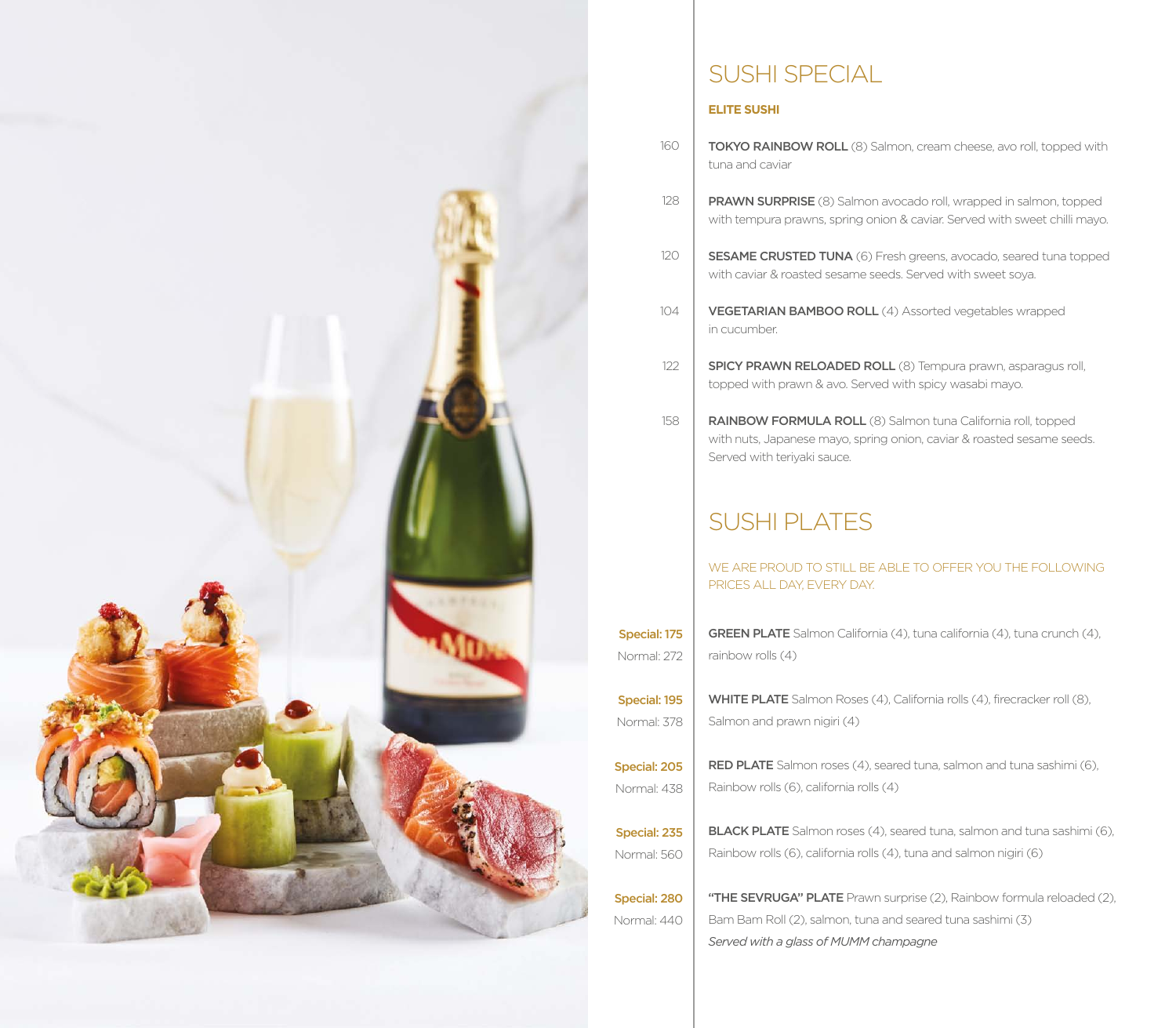# SUSHI SPECIAL

### ELITE SUSHI

160 — **TOKYO RAINBOW ROLL** (8) Salmon, cream cheese, avo roll, topped with tuna and caviar

128 — **PRAWN SURPRISE** (8) Salmon avocado roll, wrapped in salmon, topped with tempura prawns, spring onion & caviar. Served with sweet chilli mayo.

120 — **SESAME CRUSTED TUNA** (6) Fresh greens, avocado, seared tuna topped with caviar & roasted sesame seeds. Served with sweet soya.

104 — **VEGETARIAN BAMBOO ROLL** (4) Assorted vegetables wrapped in cucumber.

122 — **SPICY PRAWN RELOADED ROLL** (8) Tempura prawn, asparagus roll, topped with prawn & avo. Served with spicy wasabi mayo.

158 — **RAINBOW FORMULA ROLL** (8) Salmon tuna California roll, topped with nuts, Japanese mayo, spring onion, caviar & roasted sesame seeds. Served with teriyaki sauce.

# SUSHI PLATES

WE ARE PROUD TO STILL BE ABLE TO OFFER YOU THE FOLLOWING PRICES ALL DAY, EVERY DAY.

**Special: 175**
Normal: 272
**GREEN PLATE** Salmon California (4), tuna california (4), tuna crunch (4), rainbow rolls (4)

**Special: 195**
Normal: 378
**WHITE PLATE** Salmon Roses (4), California rolls (4), firecracker roll (8), Salmon and prawn nigiri (4)

**Special: 205**
Normal: 438
**RED PLATE** Salmon roses (4), seared tuna, salmon and tuna sashimi (6), Rainbow rolls (6), california rolls (4)

**Special: 235**
Normal: 560
**BLACK PLATE** Salmon roses (4), seared tuna, salmon and tuna sashimi (6), Rainbow rolls (6), california rolls (4), tuna and salmon nigiri (6)

**Special: 280**
Normal: 440
**"THE SEVRUGA" PLATE** Prawn surprise (2), Rainbow formula reloaded (2), Bam Bam Roll (2), salmon, tuna and seared tuna sashimi (3)
*Served with a glass of MUMM champagne*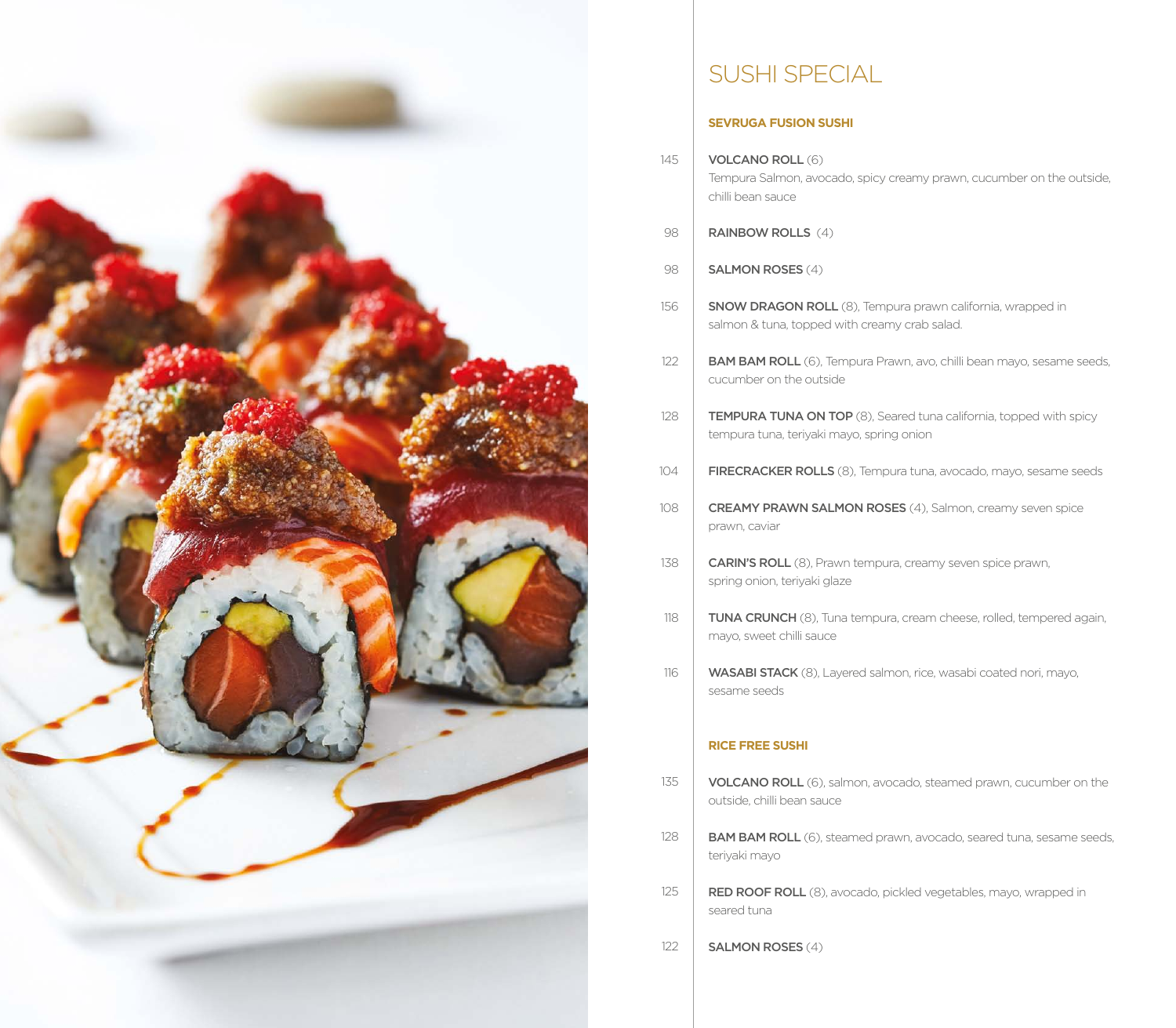# SUSHI SPECIAL

## SEVRUGA FUSION SUSHI

145 **VOLCANO ROLL** (6)
Tempura Salmon, avocado, spicy creamy prawn, cucumber on the outside, chilli bean sauce

98 **RAINBOW ROLLS** (4)

98 **SALMON ROSES** (4)

156 **SNOW DRAGON ROLL** (8), Tempura prawn california, wrapped in salmon & tuna, topped with creamy crab salad.

122 **BAM BAM ROLL** (6), Tempura Prawn, avo, chilli bean mayo, sesame seeds, cucumber on the outside

128 **TEMPURA TUNA ON TOP** (8), Seared tuna california, topped with spicy tempura tuna, teriyaki mayo, spring onion

104 **FIRECRACKER ROLLS** (8), Tempura tuna, avocado, mayo, sesame seeds

108 **CREAMY PRAWN SALMON ROSES** (4), Salmon, creamy seven spice prawn, caviar

138 **CARIN'S ROLL** (8), Prawn tempura, creamy seven spice prawn, spring onion, teriyaki glaze

118 **TUNA CRUNCH** (8), Tuna tempura, cream cheese, rolled, tempered again, mayo, sweet chilli sauce

116 **WASABI STACK** (8), Layered salmon, rice, wasabi coated nori, mayo, sesame seeds

## RICE FREE SUSHI

135 **VOLCANO ROLL** (6), salmon, avocado, steamed prawn, cucumber on the outside, chilli bean sauce

128 **BAM BAM ROLL** (6), steamed prawn, avocado, seared tuna, sesame seeds, teriyaki mayo

125 **RED ROOF ROLL** (8), avocado, pickled vegetables, mayo, wrapped in seared tuna

122 **SALMON ROSES** (4)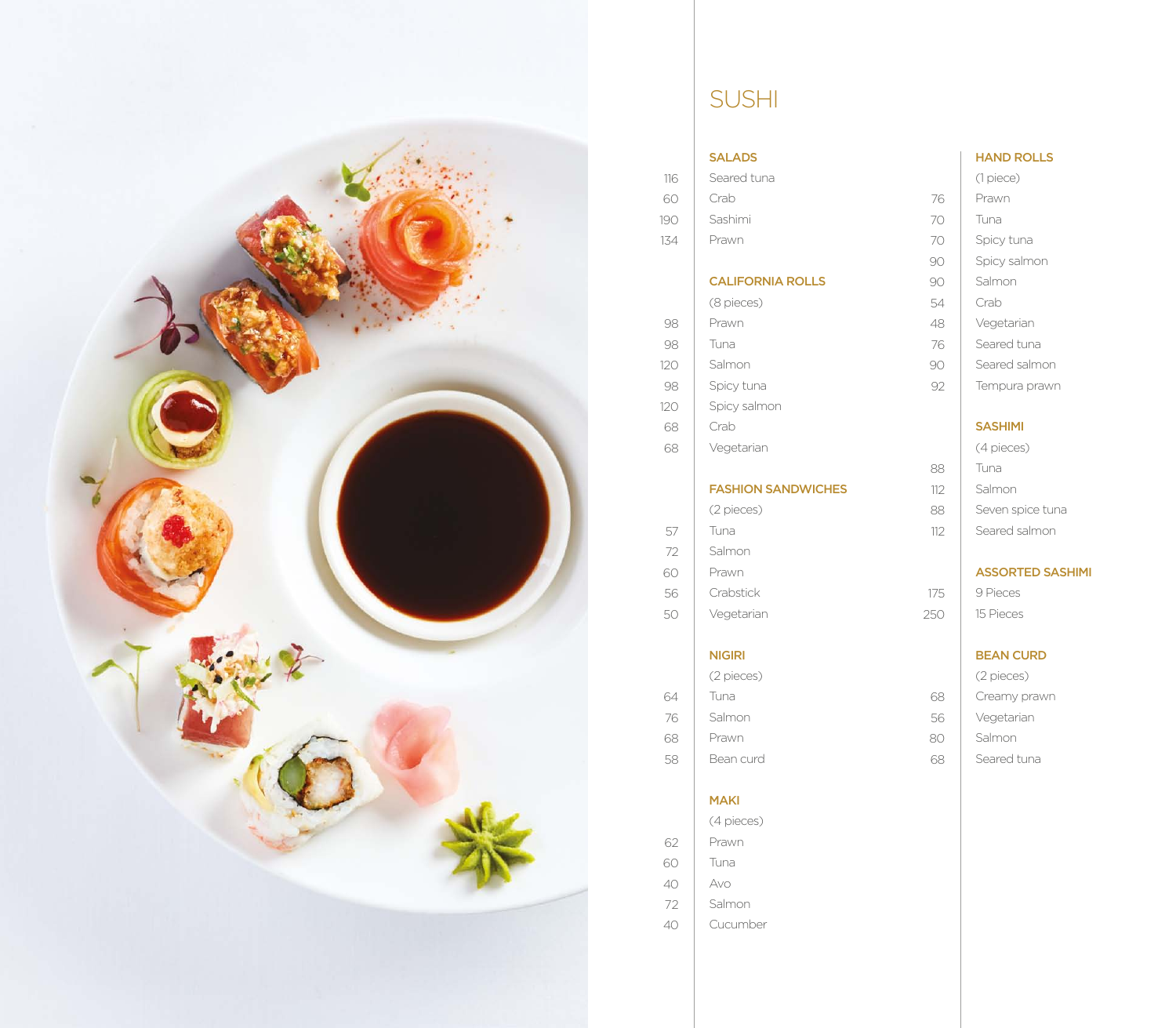# SUSHI

## SALADS

| Item | Price |
|---|---|
| Seared tuna | 116 |
| Crab | 60 |
| Sashimi | 190 |
| Prawn | 134 |

## CALIFORNIA ROLLS

(8 pieces)

| Item | Price |
|---|---|
| Prawn | 98 |
| Tuna | 98 |
| Salmon | 120 |
| Spicy tuna | 98 |
| Spicy salmon | 120 |
| Crab | 68 |
| Vegetarian | 68 |

## FASHION SANDWICHES

(2 pieces)

| Item | Price |
|---|---|
| Tuna | 57 |
| Salmon | 72 |
| Prawn | 60 |
| Crabstick | 56 |
| Vegetarian | 50 |

## NIGIRI

(2 pieces)

| Item | Price |
|---|---|
| Tuna | 64 |
| Salmon | 76 |
| Prawn | 68 |
| Bean curd | 58 |

## MAKI

(4 pieces)

| Item | Price |
|---|---|
| Prawn | 62 |
| Tuna | 60 |
| Avo | 40 |
| Salmon | 72 |
| Cucumber | 40 |

## HAND ROLLS

(1 piece)

| Item | Price |
|---|---|
| Prawn | 76 |
| Tuna | 70 |
| Spicy tuna | 70 |
| Spicy salmon | 90 |
| Salmon | 90 |
| Crab | 54 |
| Vegetarian | 48 |
| Seared tuna | 76 |
| Seared salmon | 90 |
| Tempura prawn | 92 |

## SASHIMI

(4 pieces)

| Item | Price |
|---|---|
| Tuna | 88 |
| Salmon | 112 |
| Seven spice tuna | 88 |
| Seared salmon | 112 |

## ASSORTED SASHIMI

| Item | Price |
|---|---|
| 9 Pieces | 175 |
| 15 Pieces | 250 |

## BEAN CURD

(2 pieces)

| Item | Price |
|---|---|
| Creamy prawn | 68 |
| Vegetarian | 56 |
| Salmon | 80 |
| Seared tuna | 68 |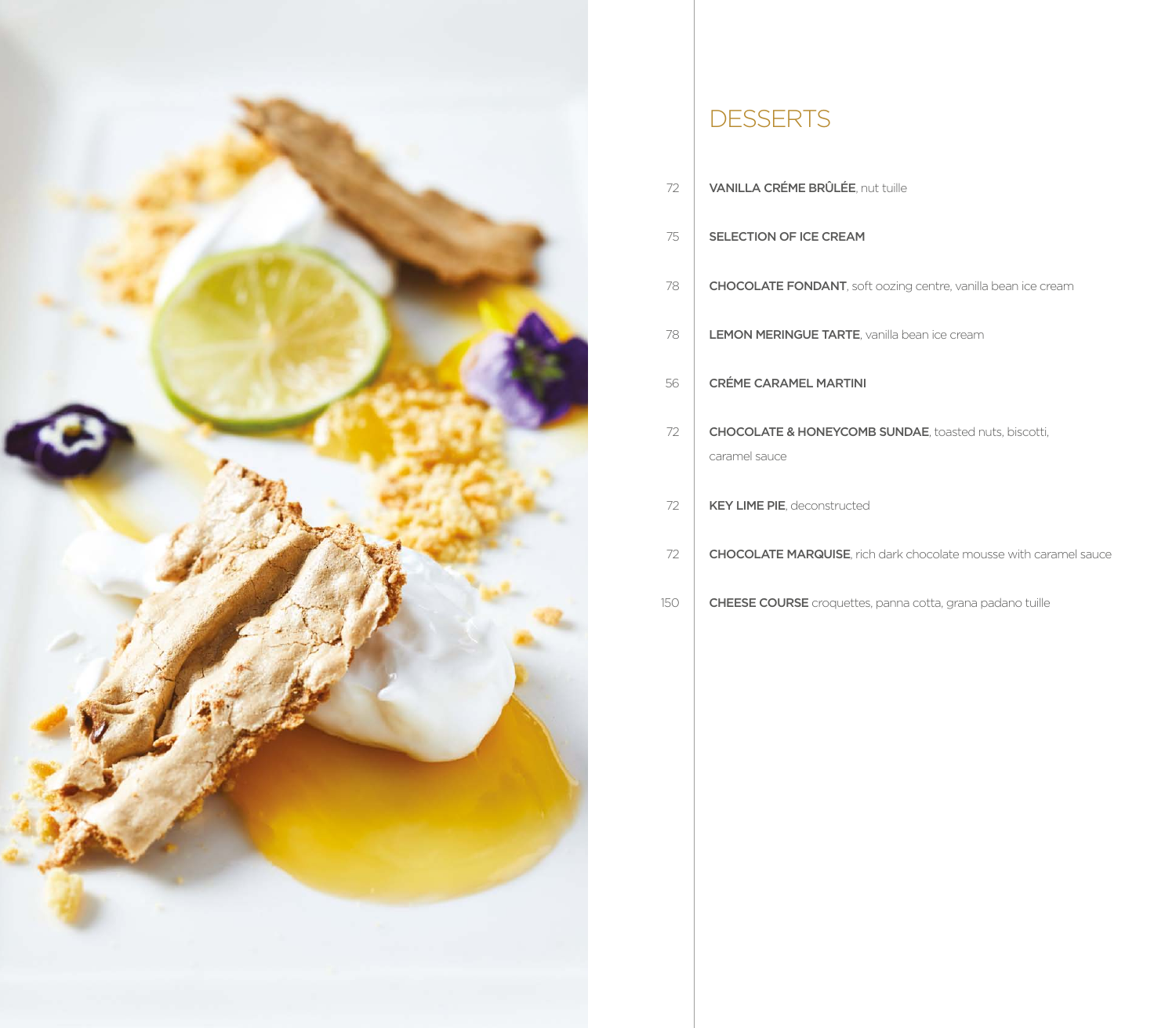# DESSERTS

| Price | Item |
|---|---|
| 72 | **VANILLA CRÉME BRÛLÉE**, nut tuille |
| 75 | **SELECTION OF ICE CREAM** |
| 78 | **CHOCOLATE FONDANT**, soft oozing centre, vanilla bean ice cream |
| 78 | **LEMON MERINGUE TARTE**, vanilla bean ice cream |
| 56 | **CRÉME CARAMEL MARTINI** |
| 72 | **CHOCOLATE & HONEYCOMB SUNDAE**, toasted nuts, biscotti, caramel sauce |
| 72 | **KEY LIME PIE**, deconstructed |
| 72 | **CHOCOLATE MARQUISE**, rich dark chocolate mousse with caramel sauce |
| 150 | **CHEESE COURSE** croquettes, panna cotta, grana padano tuille |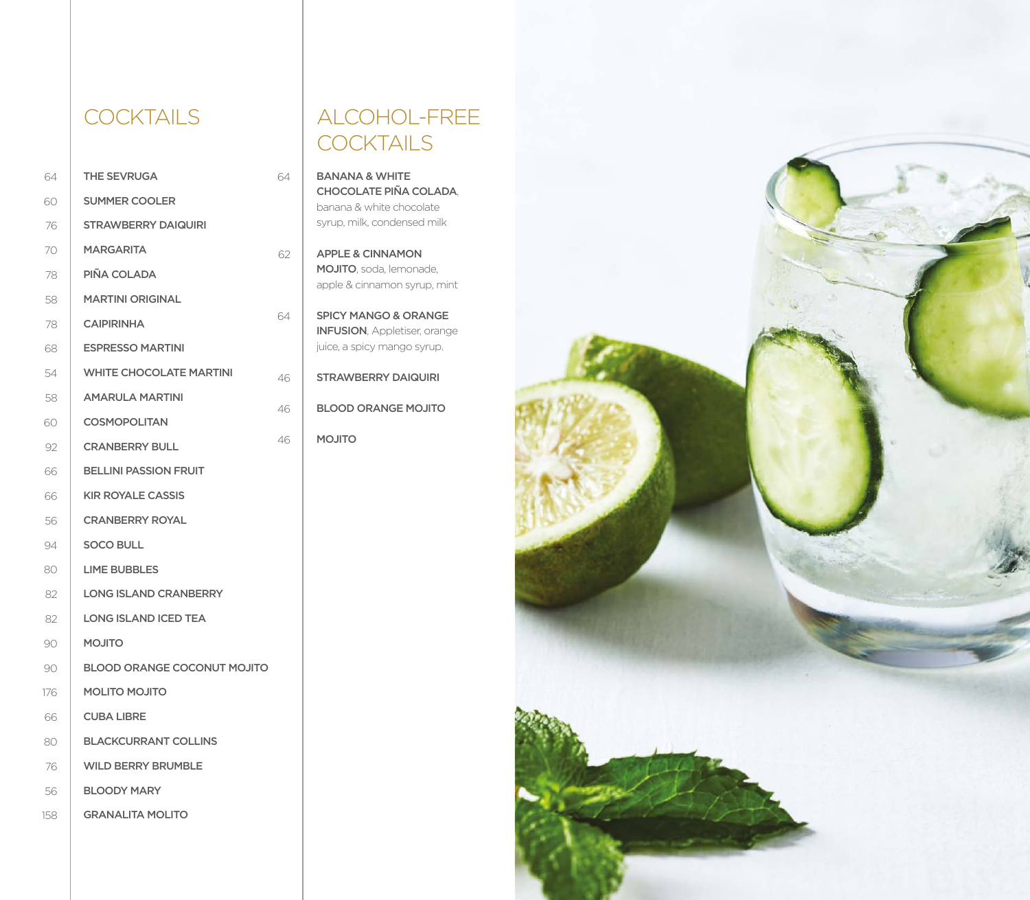## COCKTAILS

| Price | Cocktail |
|---|---|
| 64 | THE SEVRUGA |
| 60 | SUMMER COOLER |
| 76 | STRAWBERRY DAIQUIRI |
| 70 | MARGARITA |
| 78 | PIÑA COLADA |
| 58 | MARTINI ORIGINAL |
| 78 | CAIPIRINHA |
| 68 | ESPRESSO MARTINI |
| 54 | WHITE CHOCOLATE MARTINI |
| 58 | AMARULA MARTINI |
| 60 | COSMOPOLITAN |
| 92 | CRANBERRY BULL |
| 66 | BELLINI PASSION FRUIT |
| 66 | KIR ROYALE CASSIS |
| 56 | CRANBERRY ROYAL |
| 94 | SOCO BULL |
| 80 | LIME BUBBLES |
| 82 | LONG ISLAND CRANBERRY |
| 82 | LONG ISLAND ICED TEA |
| 90 | MOJITO |
| 90 | BLOOD ORANGE COCONUT MOJITO |
| 176 | MOLITO MOJITO |
| 66 | CUBA LIBRE |
| 80 | BLACKCURRANT COLLINS |
| 76 | WILD BERRY BRUMBLE |
| 56 | BLOODY MARY |
| 158 | GRANALITA MOLITO |

## ALCOHOL-FREE COCKTAILS

| Price | Cocktail |
|---|---|
| 64 | **BANANA & WHITE CHOCOLATE PIÑA COLADA**, banana & white chocolate syrup, milk, condensed milk |
| 62 | **APPLE & CINNAMON MOJITO**, soda, lemonade, apple & cinnamon syrup, mint |
| 64 | **SPICY MANGO & ORANGE INFUSION**, Appletiser, orange juice, a spicy mango syrup. |
| 46 | **STRAWBERRY DAIQUIRI** |
| 46 | **BLOOD ORANGE MOJITO** |
| 46 | **MOJITO** |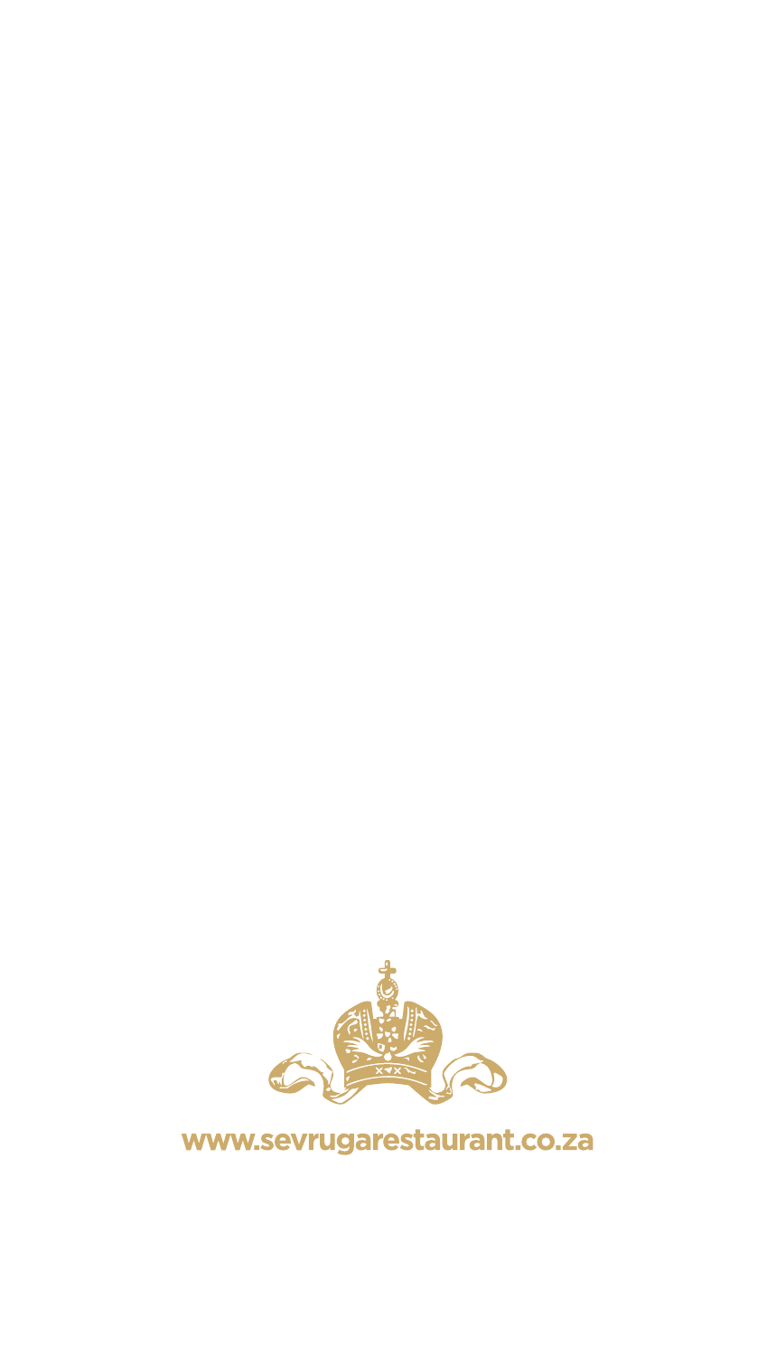www.sevrugarestaurant.co.za